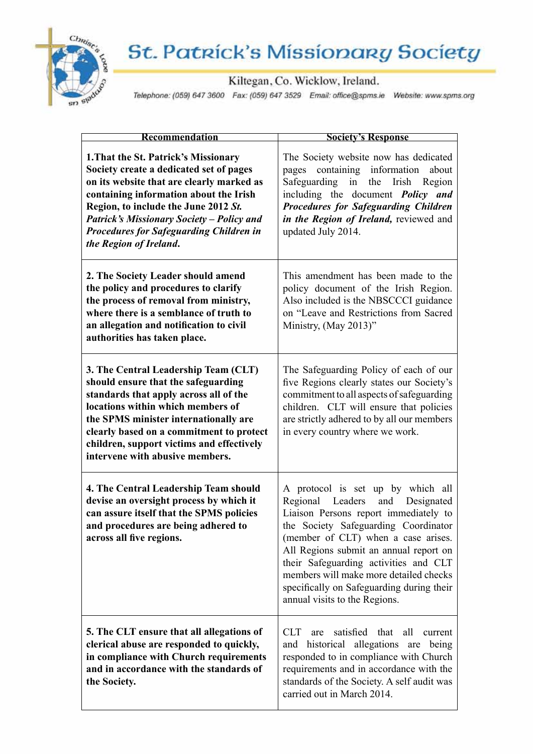# St. Patrick's Missionary Society

Kiltegan, Co. Wicklow, Ireland.

Telephone: (059) 647 3600 Fax: (059) 647 3529 Email: office@spms.ie Website: www.spms.org

| Recommendation | Society's Response |
|---|---|
| **1.That the St. Patrick's Missionary Society create a dedicated set of pages on its website that are clearly marked as containing information about the Irish Region, to include the June 2012 *St. Patrick's Missionary Society – Policy and Procedures for Safeguarding Children in the Region of Ireland*.** | The Society website now has dedicated pages containing information about Safeguarding in the Irish Region including the document ***Policy and Procedures for Safeguarding Children in the Region of Ireland,*** reviewed and updated July 2014. |
| **2. The Society Leader should amend the policy and procedures to clarify the process of removal from ministry, where there is a semblance of truth to an allegation and notification to civil authorities has taken place.** | This amendment has been made to the policy document of the Irish Region. Also included is the NBSCCCI guidance on "Leave and Restrictions from Sacred Ministry, (May 2013)" |
| **3. The Central Leadership Team (CLT) should ensure that the safeguarding standards that apply across all of the locations within which members of the SPMS minister internationally are clearly based on a commitment to protect children, support victims and effectively intervene with abusive members.** | The Safeguarding Policy of each of our five Regions clearly states our Society's commitment to all aspects of safeguarding children. CLT will ensure that policies are strictly adhered to by all our members in every country where we work. |
| **4. The Central Leadership Team should devise an oversight process by which it can assure itself that the SPMS policies and procedures are being adhered to across all five regions.** | A protocol is set up by which all Regional Leaders and Designated Liaison Persons report immediately to the Society Safeguarding Coordinator (member of CLT) when a case arises. All Regions submit an annual report on their Safeguarding activities and CLT members will make more detailed checks specifically on Safeguarding during their annual visits to the Regions. |
| **5. The CLT ensure that all allegations of clerical abuse are responded to quickly, in compliance with Church requirements and in accordance with the standards of the Society.** | CLT are satisfied that all current and historical allegations are being responded to in compliance with Church requirements and in accordance with the standards of the Society. A self audit was carried out in March 2014. |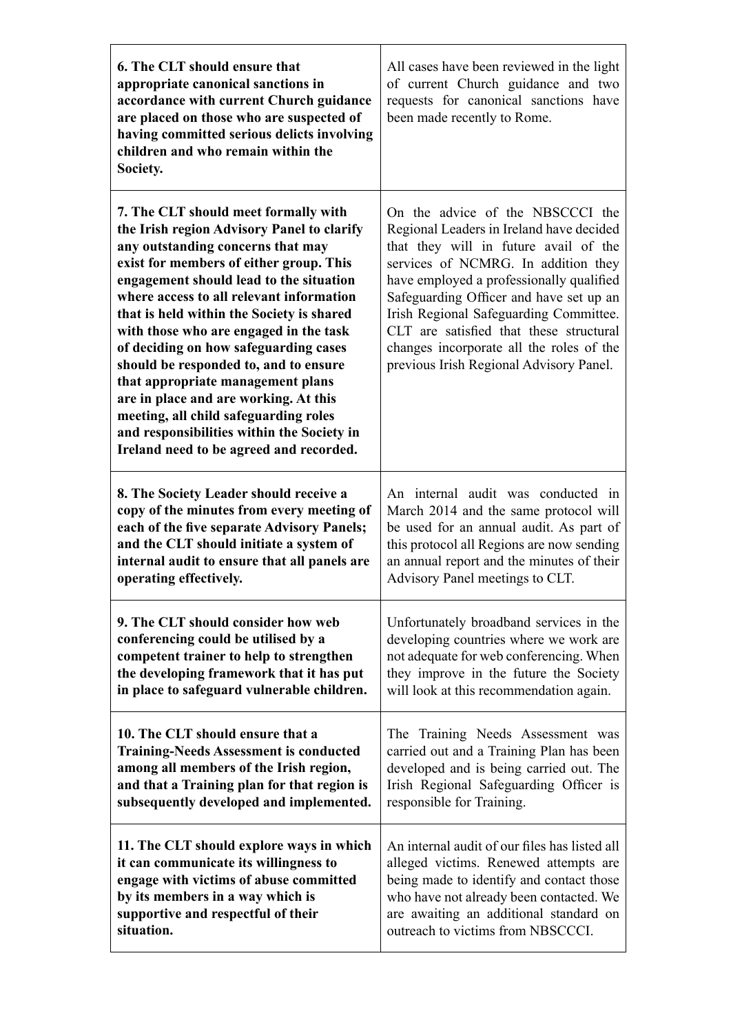| | |
|---|---|
| **6. The CLT should ensure that appropriate canonical sanctions in accordance with current Church guidance are placed on those who are suspected of having committed serious delicts involving children and who remain within the Society.** | All cases have been reviewed in the light of current Church guidance and two requests for canonical sanctions have been made recently to Rome. |
| **7. The CLT should meet formally with the Irish region Advisory Panel to clarify any outstanding concerns that may exist for members of either group. This engagement should lead to the situation where access to all relevant information that is held within the Society is shared with those who are engaged in the task of deciding on how safeguarding cases should be responded to, and to ensure that appropriate management plans are in place and are working. At this meeting, all child safeguarding roles and responsibilities within the Society in Ireland need to be agreed and recorded.** | On the advice of the NBSCCCI the Regional Leaders in Ireland have decided that they will in future avail of the services of NCMRG. In addition they have employed a professionally qualified Safeguarding Officer and have set up an Irish Regional Safeguarding Committee. CLT are satisfied that these structural changes incorporate all the roles of the previous Irish Regional Advisory Panel. |
| **8. The Society Leader should receive a copy of the minutes from every meeting of each of the five separate Advisory Panels; and the CLT should initiate a system of internal audit to ensure that all panels are operating effectively.** | An internal audit was conducted in March 2014 and the same protocol will be used for an annual audit. As part of this protocol all Regions are now sending an annual report and the minutes of their Advisory Panel meetings to CLT. |
| **9. The CLT should consider how web conferencing could be utilised by a competent trainer to help to strengthen the developing framework that it has put in place to safeguard vulnerable children.** | Unfortunately broadband services in the developing countries where we work are not adequate for web conferencing. When they improve in the future the Society will look at this recommendation again. |
| **10. The CLT should ensure that a Training-Needs Assessment is conducted among all members of the Irish region, and that a Training plan for that region is subsequently developed and implemented.** | The Training Needs Assessment was carried out and a Training Plan has been developed and is being carried out. The Irish Regional Safeguarding Officer is responsible for Training. |
| **11. The CLT should explore ways in which it can communicate its willingness to engage with victims of abuse committed by its members in a way which is supportive and respectful of their situation.** | An internal audit of our files has listed all alleged victims. Renewed attempts are being made to identify and contact those who have not already been contacted. We are awaiting an additional standard on outreach to victims from NBSCCCI. |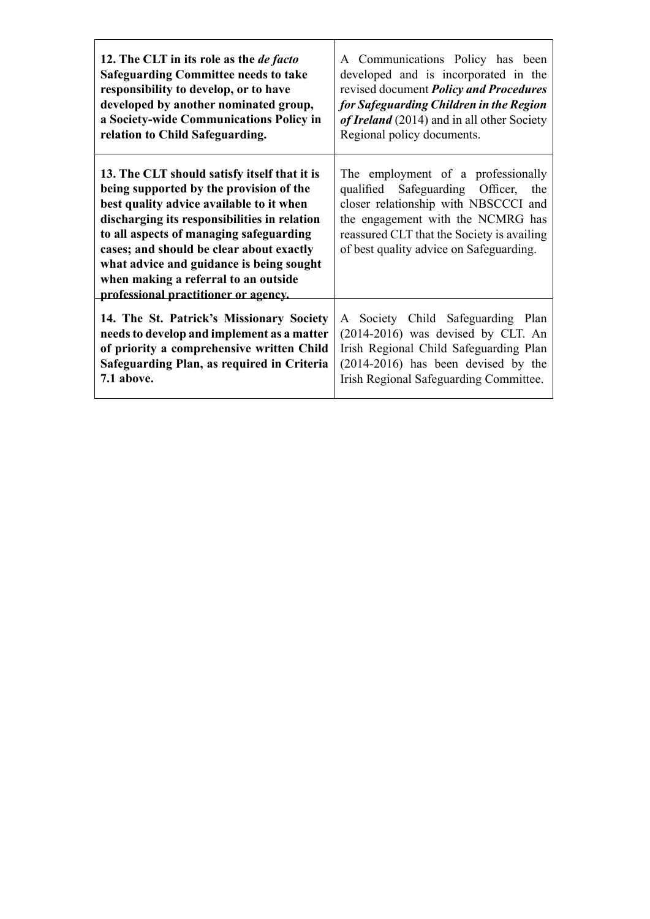| | |
|---|---|
| **12. The CLT in its role as the *de facto* Safeguarding Committee needs to take responsibility to develop, or to have developed by another nominated group, a Society-wide Communications Policy in relation to Child Safeguarding.** | A Communications Policy has been developed and is incorporated in the revised document ***Policy and Procedures for Safeguarding Children in the Region of Ireland*** (2014) and in all other Society Regional policy documents. |
| **13. The CLT should satisfy itself that it is being supported by the provision of the best quality advice available to it when discharging its responsibilities in relation to all aspects of managing safeguarding cases; and should be clear about exactly what advice and guidance is being sought when making a referral to an outside professional practitioner or agency.** | The employment of a professionally qualified Safeguarding Officer, the closer relationship with NBSCCCI and the engagement with the NCMRG has reassured CLT that the Society is availing of best quality advice on Safeguarding. |
| **14. The St. Patrick's Missionary Society needs to develop and implement as a matter of priority a comprehensive written Child Safeguarding Plan, as required in Criteria 7.1 above.** | A Society Child Safeguarding Plan (2014-2016) was devised by CLT. An Irish Regional Child Safeguarding Plan (2014-2016) has been devised by the Irish Regional Safeguarding Committee. |